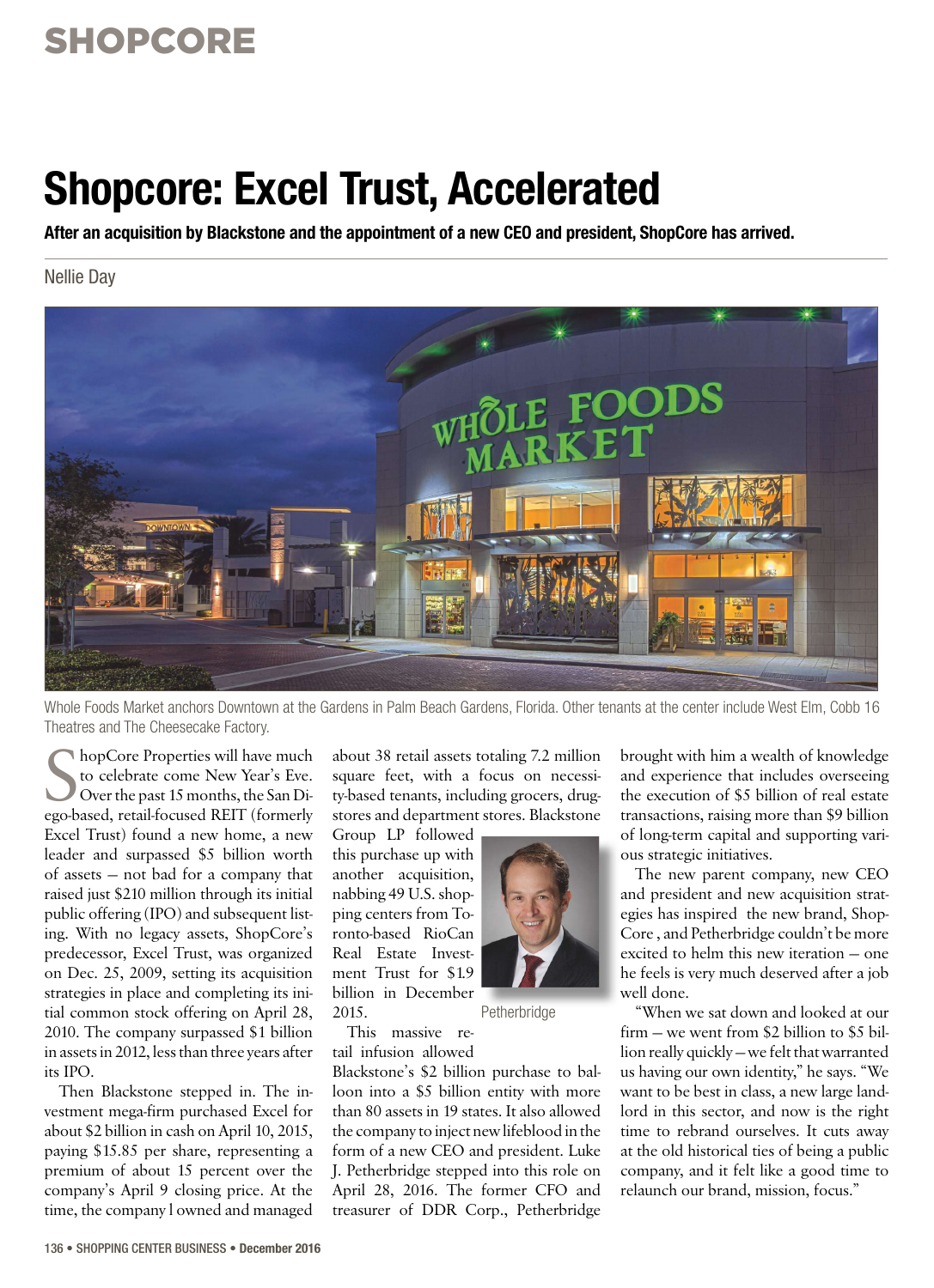SHOPCORE

# Shopcore: Excel Trust, Accelerated

**After an acquisition by Blackstone and the appointment of a new CEO and president, ShopCore has arrived.**

Nellie Day

Whole Foods Market anchors Downtown at the Gardens in Palm Beach Gardens, Florida. Other tenants at the center include West Elm, Cobb 16 Theatres and The Cheesecake Factory.

ShopCore Properties will have much to celebrate come New Year's Eve. Over the past 15 months, the San Diego-based, retail-focused REIT (formerly Excel Trust) found a new home, a new leader and surpassed $5 billion worth of assets — not bad for a company that raised just $210 million through its initial public offering (IPO) and subsequent listing. With no legacy assets, ShopCore's predecessor, Excel Trust, was organized on Dec. 25, 2009, setting its acquisition strategies in place and completing its initial common stock offering on April 28, 2010. The company surpassed $1 billion in assets in 2012, less than three years after its IPO.

Then Blackstone stepped in. The investment mega-firm purchased Excel for about $2 billion in cash on April 10, 2015, paying $15.85 per share, representing a premium of about 15 percent over the company's April 9 closing price. At the time, the company l owned and managed about 38 retail assets totaling 7.2 million square feet, with a focus on necessity-based tenants, including grocers, drugstores and department stores. Blackstone Group LP followed this purchase up with another acquisition, nabbing 49 U.S. shopping centers from Toronto-based RioCan Real Estate Investment Trust for $1.9 billion in December 2015.

Petherbridge

This massive retail infusion allowed Blackstone's $2 billion purchase to balloon into a $5 billion entity with more than 80 assets in 19 states. It also allowed the company to inject new lifeblood in the form of a new CEO and president. Luke J. Petherbridge stepped into this role on April 28, 2016. The former CFO and treasurer of DDR Corp., Petherbridge brought with him a wealth of knowledge and experience that includes overseeing the execution of $5 billion of real estate transactions, raising more than $9 billion of long-term capital and supporting various strategic initiatives.

The new parent company, new CEO and president and new acquisition strategies has inspired the new brand, ShopCore , and Petherbridge couldn't be more excited to helm this new iteration — one he feels is very much deserved after a job well done.

"When we sat down and looked at our firm — we went from $2 billion to $5 billion really quickly — we felt that warranted us having our own identity," he says. "We want to be best in class, a new large landlord in this sector, and now is the right time to rebrand ourselves. It cuts away at the old historical ties of being a public company, and it felt like a good time to relaunch our brand, mission, focus."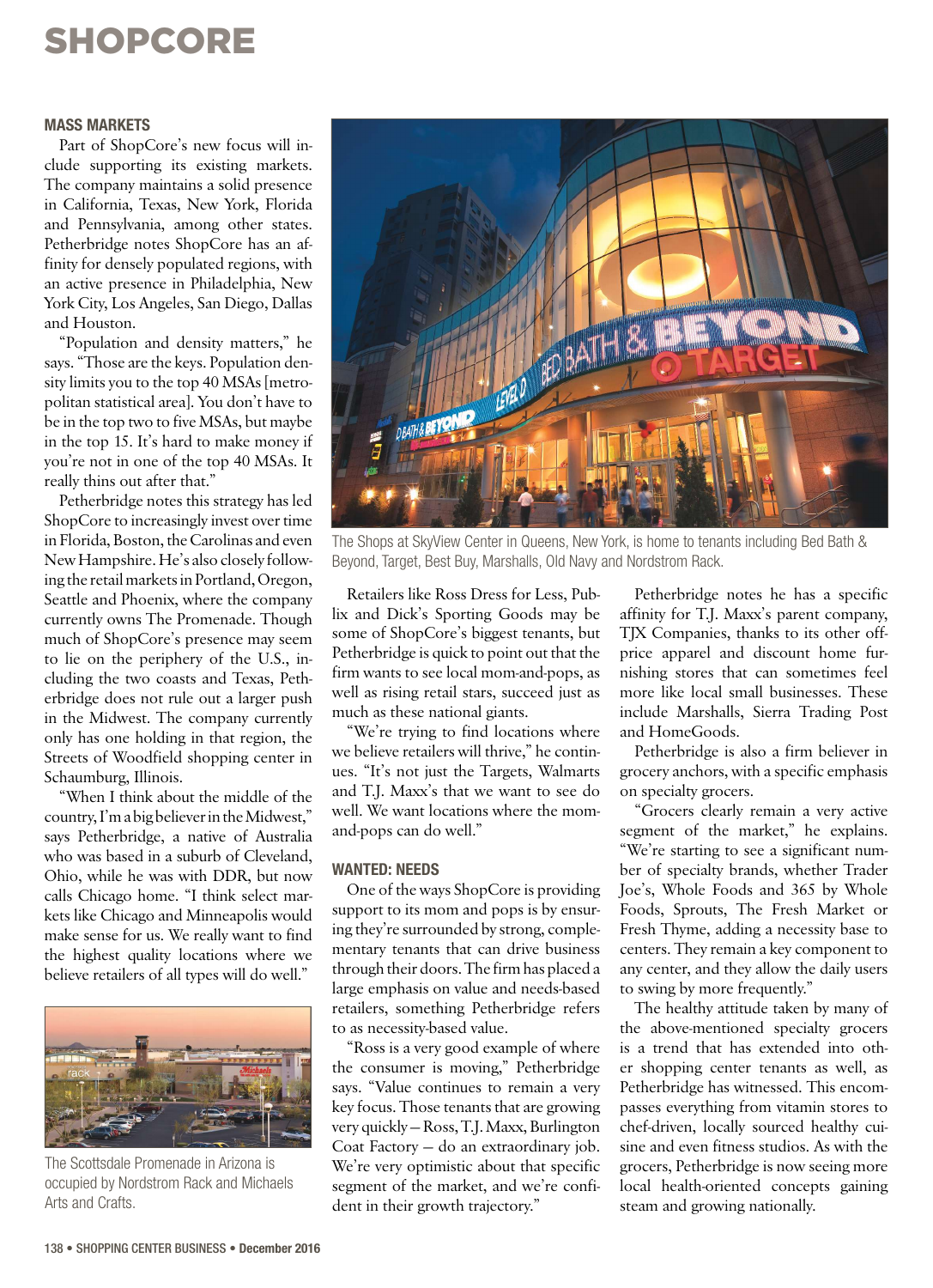## MASS MARKETS

Part of ShopCore's new focus will include supporting its existing markets. The company maintains a solid presence in California, Texas, New York, Florida and Pennsylvania, among other states. Petherbridge notes ShopCore has an affinity for densely populated regions, with an active presence in Philadelphia, New York City, Los Angeles, San Diego, Dallas and Houston.

"Population and density matters," he says. "Those are the keys. Population density limits you to the top 40 MSAs [metropolitan statistical area]. You don't have to be in the top two to five MSAs, but maybe in the top 15. It's hard to make money if you're not in one of the top 40 MSAs. It really thins out after that."

Petherbridge notes this strategy has led ShopCore to increasingly invest over time in Florida, Boston, the Carolinas and even New Hampshire. He's also closely following the retail markets in Portland, Oregon, Seattle and Phoenix, where the company currently owns The Promenade. Though much of ShopCore's presence may seem to lie on the periphery of the U.S., including the two coasts and Texas, Petherbridge does not rule out a larger push in the Midwest. The company currently only has one holding in that region, the Streets of Woodfield shopping center in Schaumburg, Illinois.

"When I think about the middle of the country, I'm a big believer in the Midwest," says Petherbridge, a native of Australia who was based in a suburb of Cleveland, Ohio, while he was with DDR, but now calls Chicago home. "I think select markets like Chicago and Minneapolis would make sense for us. We really want to find the highest quality locations where we believe retailers of all types will do well."

The Scottsdale Promenade in Arizona is occupied by Nordstrom Rack and Michaels Arts and Crafts.

The Shops at SkyView Center in Queens, New York, is home to tenants including Bed Bath & Beyond, Target, Best Buy, Marshalls, Old Navy and Nordstrom Rack.

Retailers like Ross Dress for Less, Publix and Dick's Sporting Goods may be some of ShopCore's biggest tenants, but Petherbridge is quick to point out that the firm wants to see local mom-and-pops, as well as rising retail stars, succeed just as much as these national giants.

"We're trying to find locations where we believe retailers will thrive," he continues. "It's not just the Targets, Walmarts and T.J. Maxx's that we want to see do well. We want locations where the mom-and-pops can do well."

## WANTED: NEEDS

One of the ways ShopCore is providing support to its mom and pops is by ensuring they're surrounded by strong, complementary tenants that can drive business through their doors. The firm has placed a large emphasis on value and needs-based retailers, something Petherbridge refers to as necessity-based value.

"Ross is a very good example of where the consumer is moving," Petherbridge says. "Value continues to remain a very key focus. Those tenants that are growing very quickly — Ross, T.J. Maxx, Burlington Coat Factory — do an extraordinary job. We're very optimistic about that specific segment of the market, and we're confident in their growth trajectory."

Petherbridge notes he has a specific affinity for T.J. Maxx's parent company, TJX Companies, thanks to its other off-price apparel and discount home furnishing stores that can sometimes feel more like local small businesses. These include Marshalls, Sierra Trading Post and HomeGoods.

Petherbridge is also a firm believer in grocery anchors, with a specific emphasis on specialty grocers.

"Grocers clearly remain a very active segment of the market," he explains. "We're starting to see a significant number of specialty brands, whether Trader Joe's, Whole Foods and 365 by Whole Foods, Sprouts, The Fresh Market or Fresh Thyme, adding a necessity base to centers. They remain a key component to any center, and they allow the daily users to swing by more frequently."

The healthy attitude taken by many of the above-mentioned specialty grocers is a trend that has extended into other shopping center tenants as well, as Petherbridge has witnessed. This encompasses everything from vitamin stores to chef-driven, locally sourced healthy cuisine and even fitness studios. As with the grocers, Petherbridge is now seeing more local health-oriented concepts gaining steam and growing nationally.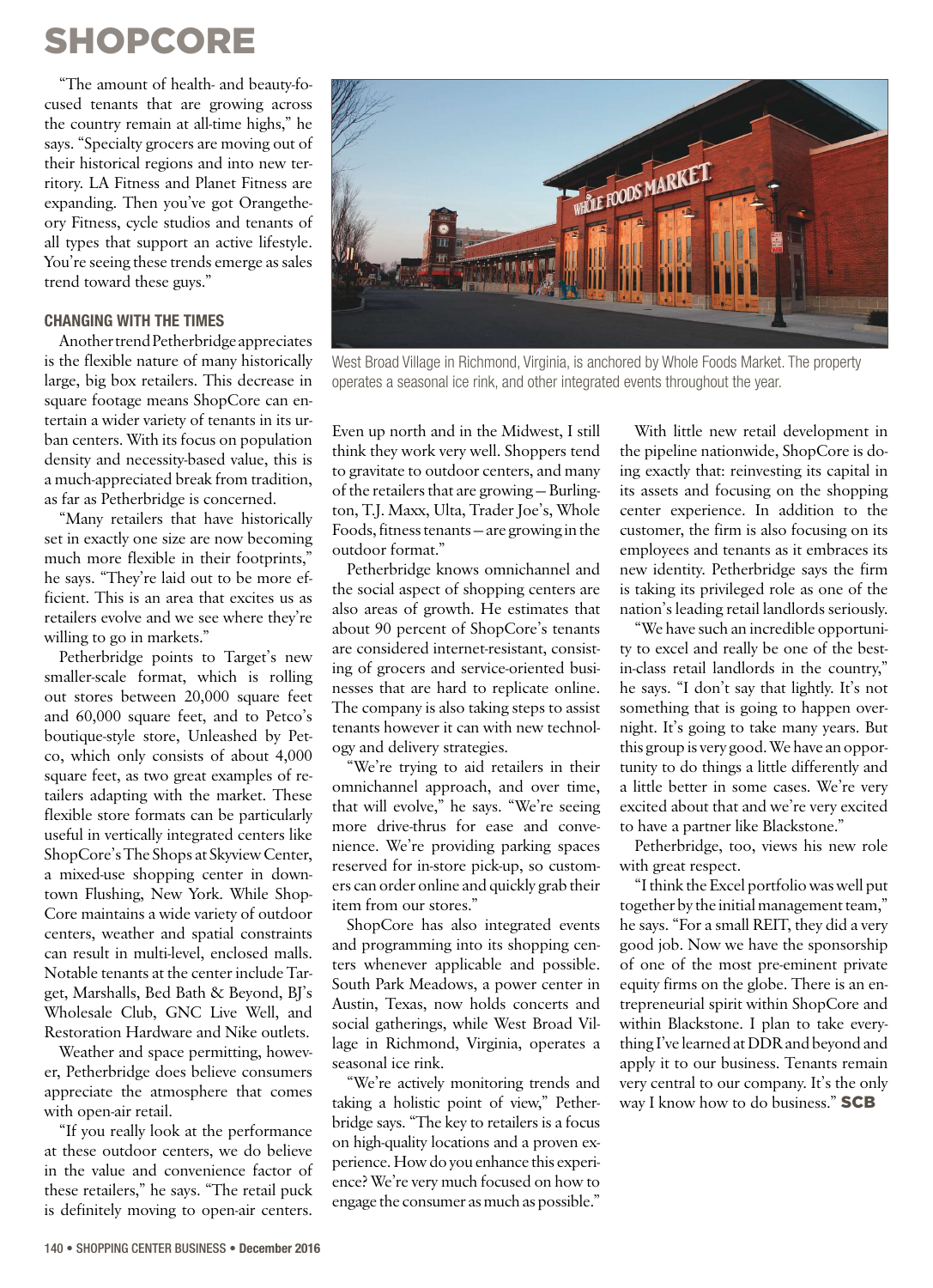"The amount of health- and beauty-focused tenants that are growing across the country remain at all-time highs," he says. "Specialty grocers are moving out of their historical regions and into new territory. LA Fitness and Planet Fitness are expanding. Then you've got Orangetheory Fitness, cycle studios and tenants of all types that support an active lifestyle. You're seeing these trends emerge as sales trend toward these guys."

## CHANGING WITH THE TIMES

Another trend Petherbridge appreciates is the flexible nature of many historically large, big box retailers. This decrease in square footage means ShopCore can entertain a wider variety of tenants in its urban centers. With its focus on population density and necessity-based value, this is a much-appreciated break from tradition, as far as Petherbridge is concerned.

"Many retailers that have historically set in exactly one size are now becoming much more flexible in their footprints," he says. "They're laid out to be more efficient. This is an area that excites us as retailers evolve and we see where they're willing to go in markets."

Petherbridge points to Target's new smaller-scale format, which is rolling out stores between 20,000 square feet and 60,000 square feet, and to Petco's boutique-style store, Unleashed by Petco, which only consists of about 4,000 square feet, as two great examples of retailers adapting with the market. These flexible store formats can be particularly useful in vertically integrated centers like ShopCore's The Shops at Skyview Center, a mixed-use shopping center in downtown Flushing, New York. While ShopCore maintains a wide variety of outdoor centers, weather and spatial constraints can result in multi-level, enclosed malls. Notable tenants at the center include Target, Marshalls, Bed Bath & Beyond, BJ's Wholesale Club, GNC Live Well, and Restoration Hardware and Nike outlets.

Weather and space permitting, however, Petherbridge does believe consumers appreciate the atmosphere that comes with open-air retail.

"If you really look at the performance at these outdoor centers, we do believe in the value and convenience factor of these retailers," he says. "The retail puck is definitely moving to open-air centers. Even up north and in the Midwest, I still think they work very well. Shoppers tend to gravitate to outdoor centers, and many of the retailers that are growing — Burlington, T.J. Maxx, Ulta, Trader Joe's, Whole Foods, fitness tenants — are growing in the outdoor format."

West Broad Village in Richmond, Virginia, is anchored by Whole Foods Market. The property operates a seasonal ice rink, and other integrated events throughout the year.

Petherbridge knows omnichannel and the social aspect of shopping centers are also areas of growth. He estimates that about 90 percent of ShopCore's tenants are considered internet-resistant, consisting of grocers and service-oriented businesses that are hard to replicate online. The company is also taking steps to assist tenants however it can with new technology and delivery strategies.

"We're trying to aid retailers in their omnichannel approach, and over time, that will evolve," he says. "We're seeing more drive-thrus for ease and convenience. We're providing parking spaces reserved for in-store pick-up, so customers can order online and quickly grab their item from our stores."

ShopCore has also integrated events and programming into its shopping centers whenever applicable and possible. South Park Meadows, a power center in Austin, Texas, now holds concerts and social gatherings, while West Broad Village in Richmond, Virginia, operates a seasonal ice rink.

"We're actively monitoring trends and taking a holistic point of view," Petherbridge says. "The key to retailers is a focus on high-quality locations and a proven experience. How do you enhance this experience? We're very much focused on how to engage the consumer as much as possible."

With little new retail development in the pipeline nationwide, ShopCore is doing exactly that: reinvesting its capital in its assets and focusing on the shopping center experience. In addition to the customer, the firm is also focusing on its employees and tenants as it embraces its new identity. Petherbridge says the firm is taking its privileged role as one of the nation's leading retail landlords seriously.

"We have such an incredible opportunity to excel and really be one of the best-in-class retail landlords in the country," he says. "I don't say that lightly. It's not something that is going to happen overnight. It's going to take many years. But this group is very good. We have an opportunity to do things a little differently and a little better in some cases. We're very excited about that and we're very excited to have a partner like Blackstone."

Petherbridge, too, views his new role with great respect.

"I think the Excel portfolio was well put together by the initial management team," he says. "For a small REIT, they did a very good job. Now we have the sponsorship of one of the most pre-eminent private equity firms on the globe. There is an entrepreneurial spirit within ShopCore and within Blackstone. I plan to take everything I've learned at DDR and beyond and apply it to our business. Tenants remain very central to our company. It's the only way I know how to do business." **SCB**